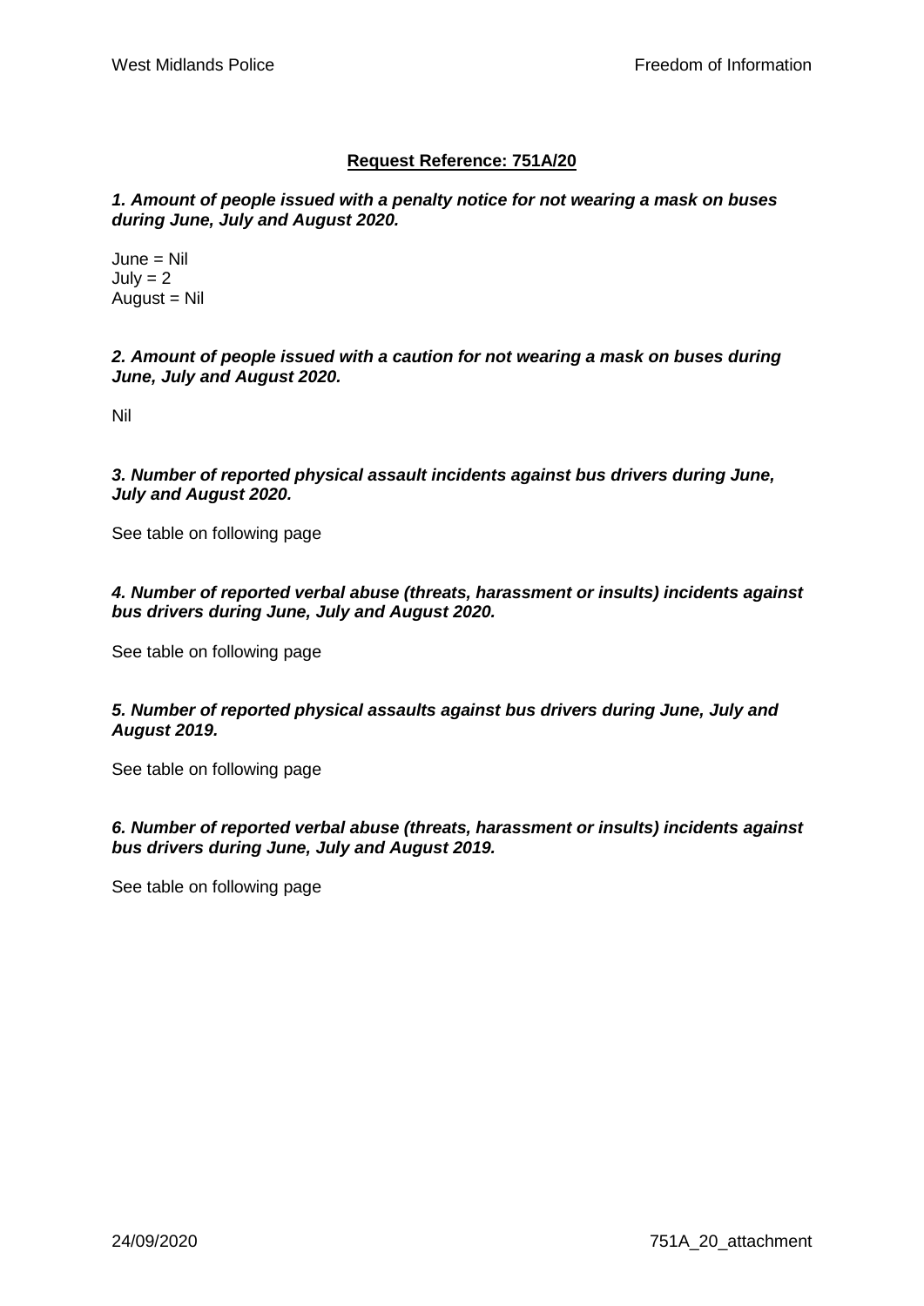**Request Reference: 751A/20**

***1. Amount of people issued with a penalty notice for not wearing a mask on buses during June, July and August 2020.***

June = Nil  
July = 2  
August = Nil

***2. Amount of people issued with a caution for not wearing a mask on buses during June, July and August 2020.***

Nil

***3. Number of reported physical assault incidents against bus drivers during June, July and August 2020.***

See table on following page

***4. Number of reported verbal abuse (threats, harassment or insults) incidents against bus drivers during June, July and August 2020.***

See table on following page

***5. Number of reported physical assaults against bus drivers during June, July and August 2019.***

See table on following page

***6. Number of reported verbal abuse (threats, harassment or insults) incidents against bus drivers during June, July and August 2019.***

See table on following page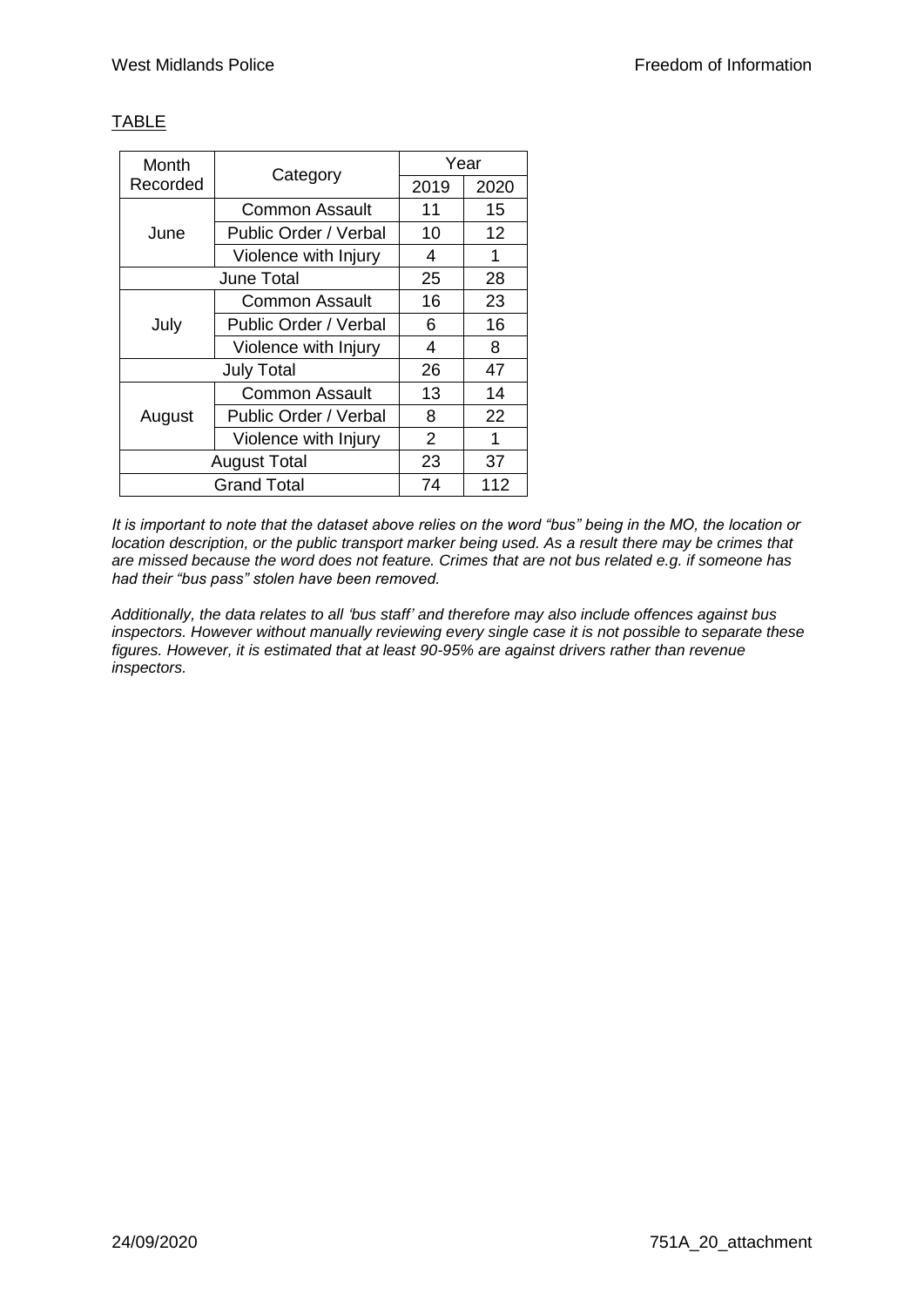<u>TABLE</u>

| Month Recorded | Category | Year | |
|---|---|---|---|
| | | 2019 | 2020 |
| June | Common Assault | 11 | 15 |
| | Public Order / Verbal | 10 | 12 |
| | Violence with Injury | 4 | 1 |
| June Total | | 25 | 28 |
| July | Common Assault | 16 | 23 |
| | Public Order / Verbal | 6 | 16 |
| | Violence with Injury | 4 | 8 |
| July Total | | 26 | 47 |
| August | Common Assault | 13 | 14 |
| | Public Order / Verbal | 8 | 22 |
| | Violence with Injury | 2 | 1 |
| August Total | | 23 | 37 |
| Grand Total | | 74 | 112 |

*It is important to note that the dataset above relies on the word "bus" being in the MO, the location or location description, or the public transport marker being used. As a result there may be crimes that are missed because the word does not feature. Crimes that are not bus related e.g. if someone has had their "bus pass" stolen have been removed.*

*Additionally, the data relates to all 'bus staff' and therefore may also include offences against bus inspectors. However without manually reviewing every single case it is not possible to separate these figures. However, it is estimated that at least 90-95% are against drivers rather than revenue inspectors.*